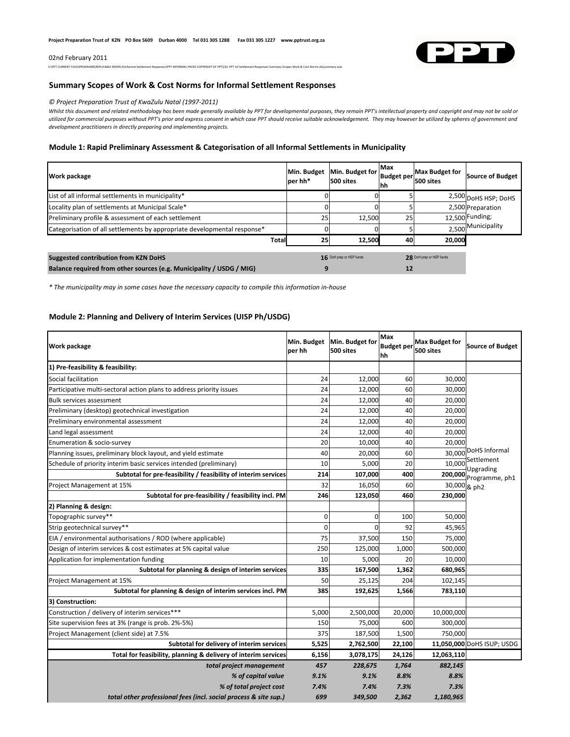Project Preparation Trust of KZN PO Box 5609 Durban 4000 Tel 031 305 1288 Fax 031 305 1227 www.pptrust.org.za

02nd February 2011

S:\PPT CURRENT FILES\PROGRAMS\REPLICABLE MODELS\Informal Settlement Responses\PPT INFORMAL PACKS COPYRIGHT OF PPT\10. PPT Inf Settlement Responses Summary Scopes Work & Cost Norms.xls]summary sow

## Summary Scopes of Work & Cost Norms for Informal Settlement Responses

*© Project Preparation Trust of KwaZulu Natal (1997-2011)*

*Whilst this document and related methodology has been made generally available by PPT for developmental purposes, they remain PPT's intellectual property and copyright and may not be sold or utilized for commercial purposes without PPT's prior and express consent in which case PPT should receive suitable acknowledgement. They may however be utilized by spheres of government and development practitioners in directly preparing and implementing projects.*

### Module 1: Rapid Preliminary Assessment & Categorisation of all Informal Settlements in Municipality

| Work package | Min. Budget per hh* | Min. Budget for 500 sites | Max Budget per hh | Max Budget for 500 sites | Source of Budget |
|---|---|---|---|---|---|
| List of all informal settlements in municipality* | 0 | 0 | 5 | 2,500 | DoHS HSP; DoHS Preparation Funding; Municipality |
| Locality plan of settlements at Municipal Scale* | 0 | 0 | 5 | 2,500 | |
| Preliminary profile & assessment of each settlement | 25 | 12,500 | 25 | 12,500 | |
| Categorisation of all settlements by appropriate developmental response* | 0 | 0 | 5 | 2,500 | |
| **Total** | **25** | **12,500** | **40** | **20,000** | |
| **Suggested contribution from KZN DoHS** | **16** | DoH prep or HSP funds | **28** | DoH prep or HSP funds | |
| **Balance required from other sources (e.g. Municipality / USDG / MIG)** | **9** | | **12** | | |

*\* The municipality may in some cases have the necessary capacity to compile this information in-house*

### Module 2: Planning and Delivery of Interim Services (UISP Ph/USDG)

| Work package | Min. Budget per hh | Min. Budget for 500 sites | Max Budget per hh | Max Budget for 500 sites | Source of Budget |
|---|---|---|---|---|---|
| **1) Pre-feasibility & feasibility:** | | | | | |
| Social facilitation | 24 | 12,000 | 60 | 30,000 | DoHS Informal Settlement Upgrading Programme, ph1 & ph2 |
| Participative multi-sectoral action plans to address priority issues | 24 | 12,000 | 60 | 30,000 | |
| Bulk services assessment | 24 | 12,000 | 40 | 20,000 | |
| Preliminary (desktop) geotechnical investigation | 24 | 12,000 | 40 | 20,000 | |
| Preliminary environmental assessment | 24 | 12,000 | 40 | 20,000 | |
| Land legal assessment | 24 | 12,000 | 40 | 20,000 | |
| Enumeration & socio-survey | 20 | 10,000 | 40 | 20,000 | |
| Planning issues, preliminary block layout, and yield estimate | 40 | 20,000 | 60 | 30,000 | |
| Schedule of priority interim basic services intended (preliminary) | 10 | 5,000 | 20 | 10,000 | |
| **Subtotal for pre-feasibility / feasibility of interim services** | **214** | **107,000** | **400** | **200,000** | |
| Project Management at 15% | 32 | 16,050 | 60 | 30,000 | |
| **Subtotal for pre-feasibility / feasibility incl. PM** | **246** | **123,050** | **460** | **230,000** | |
| **2) Planning & design:** | | | | | |
| Topographic survey** | 0 | 0 | 100 | 50,000 | |
| Strip geotechnical survey** | 0 | 0 | 92 | 45,965 | |
| EIA / environmental authorisations / ROD (where applicable) | 75 | 37,500 | 150 | 75,000 | |
| Design of interim services & cost estimates at 5% capital value | 250 | 125,000 | 1,000 | 500,000 | |
| Application for implementation funding | 10 | 5,000 | 20 | 10,000 | |
| **Subtotal for planning & design of interim services** | **335** | **167,500** | **1,362** | **680,965** | |
| Project Management at 15% | 50 | 25,125 | 204 | 102,145 | |
| **Subtotal for planning & design of interim services incl. PM** | **385** | **192,625** | **1,566** | **783,110** | |
| **3) Construction:** | | | | | |
| Construction / delivery of interim services*** | 5,000 | 2,500,000 | 20,000 | 10,000,000 | |
| Site supervision fees at 3% (range is prob. 2%-5%) | 150 | 75,000 | 600 | 300,000 | |
| Project Management (client side) at 7.5% | 375 | 187,500 | 1,500 | 750,000 | |
| **Subtotal for delivery of interim services** | **5,525** | **2,762,500** | **22,100** | **11,050,000** | DoHS ISUP; USDG |
| **Total for feasibility, planning & delivery of interim services** | **6,156** | **3,078,175** | **24,126** | **12,063,110** | |
| ***total project management*** | ***457*** | ***228,675*** | ***1,764*** | ***882,145*** | |
| ***% of capital value*** | ***9.1%*** | ***9.1%*** | ***8.8%*** | ***8.8%*** | |
| ***% of total project cost*** | ***7.4%*** | ***7.4%*** | ***7.3%*** | ***7.3%*** | |
| ***total other professional fees (incl. social process & site sup.)*** | ***699*** | ***349,500*** | ***2,362*** | ***1,180,965*** | |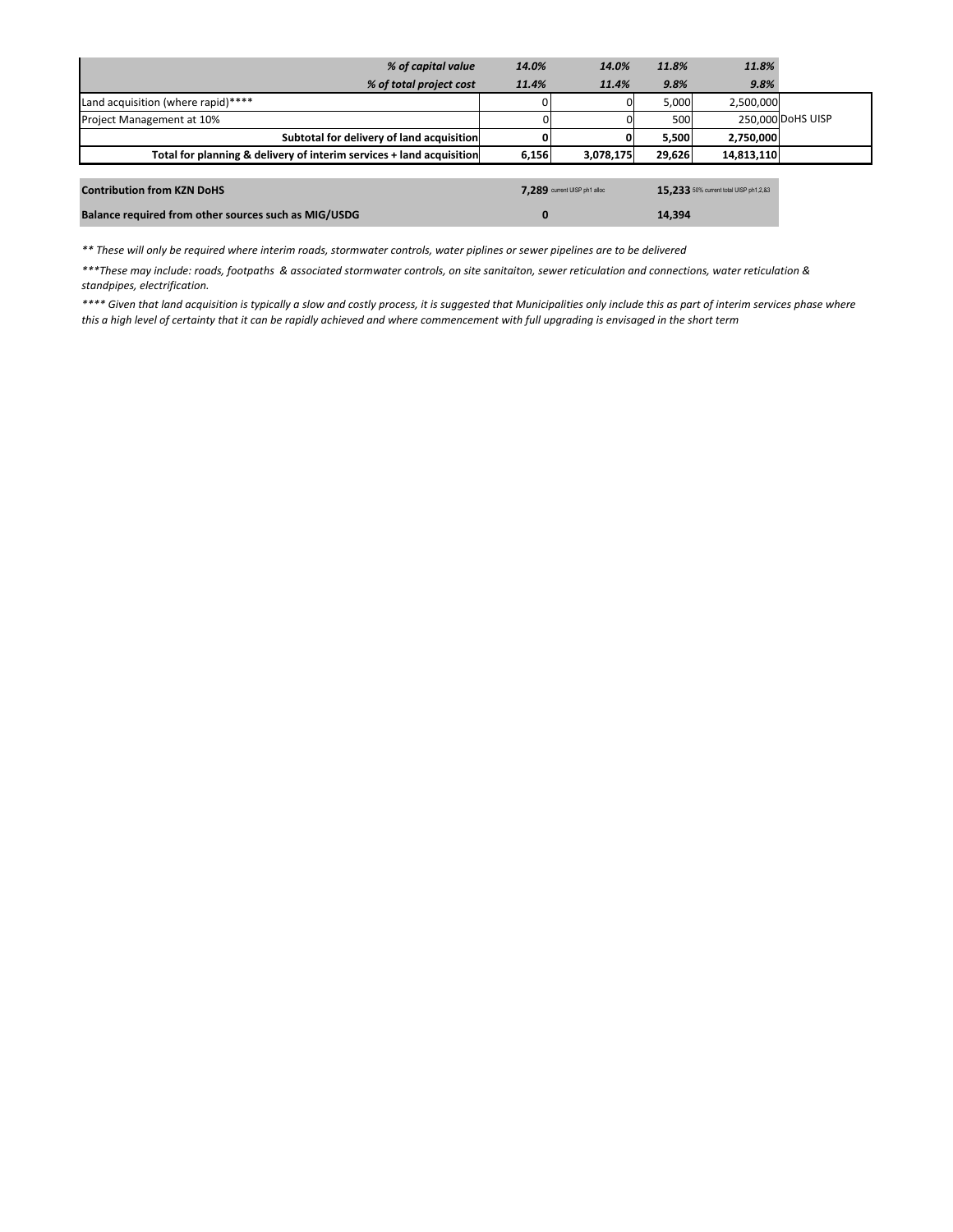| | | | | | |
|---|---|---|---|---|---|
| *% of capital value* | *14.0%* | *14.0%* | *11.8%* | *11.8%* | |
| *% of total project cost* | *11.4%* | *11.4%* | *9.8%* | *9.8%* | |
| Land acquisition (where rapid)**** | 0 | 0 | 5,000 | 2,500,000 | |
| Project Management at 10% | 0 | 0 | 500 | 250,000 | DoHS UISP |
| **Subtotal for delivery of land acquisition** | **0** | **0** | **5,500** | **2,750,000** | |
| **Total for planning & delivery of interim services + land acquisition** | **6,156** | **3,078,175** | **29,626** | **14,813,110** | |

| | | | | |
|---|---|---|---|---|
| **Contribution from KZN DoHS** | **7,289** | current UISP ph1 alloc | **15,233** | 50% current total UISP ph1,2,&3 |
| **Balance required from other sources such as MIG/USDG** | **0** | | **14,394** | |

*** These will only be required where interim roads, stormwater controls, water piplines or sewer pipelines are to be delivered*

****These may include: roads, footpaths & associated stormwater controls, on site sanitaiton, sewer reticulation and connections, water reticulation & standpipes, electrification.*

***** Given that land acquisition is typically a slow and costly process, it is suggested that Municipalities only include this as part of interim services phase where this a high level of certainty that it can be rapidly achieved and where commencement with full upgrading is envisaged in the short term*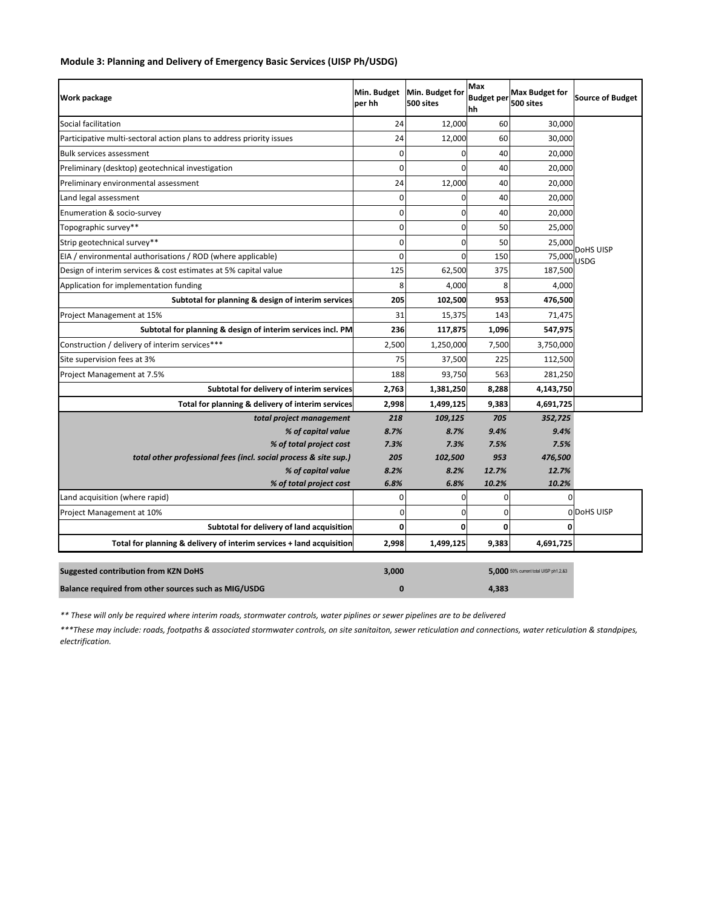**Module 3: Planning and Delivery of Emergency Basic Services (UISP Ph/USDG)**

| Work package | Min. Budget per hh | Min. Budget for 500 sites | Max Budget per hh | Max Budget for 500 sites | Source of Budget |
|---|---|---|---|---|---|
| Social facilitation | 24 | 12,000 | 60 | 30,000 | DoHS UISP USDG |
| Participative multi-sectoral action plans to address priority issues | 24 | 12,000 | 60 | 30,000 | |
| Bulk services assessment | 0 | 0 | 40 | 20,000 | |
| Preliminary (desktop) geotechnical investigation | 0 | 0 | 40 | 20,000 | |
| Preliminary environmental assessment | 24 | 12,000 | 40 | 20,000 | |
| Land legal assessment | 0 | 0 | 40 | 20,000 | |
| Enumeration & socio-survey | 0 | 0 | 40 | 20,000 | |
| Topographic survey** | 0 | 0 | 50 | 25,000 | |
| Strip geotechnical survey** | 0 | 0 | 50 | 25,000 | |
| EIA / environmental authorisations / ROD (where applicable) | 0 | 0 | 150 | 75,000 | |
| Design of interim services & cost estimates at 5% capital value | 125 | 62,500 | 375 | 187,500 | |
| Application for implementation funding | 8 | 4,000 | 8 | 4,000 | |
| **Subtotal for planning & design of interim services** | **205** | **102,500** | **953** | **476,500** | |
| Project Management at 15% | 31 | 15,375 | 143 | 71,475 | |
| **Subtotal for planning & design of interim services incl. PM** | **236** | **117,875** | **1,096** | **547,975** | |
| Construction / delivery of interim services*** | 2,500 | 1,250,000 | 7,500 | 3,750,000 | |
| Site supervision fees at 3% | 75 | 37,500 | 225 | 112,500 | |
| Project Management at 7.5% | 188 | 93,750 | 563 | 281,250 | |
| **Subtotal for delivery of interim services** | **2,763** | **1,381,250** | **8,288** | **4,143,750** | |
| **Total for planning & delivery of interim services** | **2,998** | **1,499,125** | **9,383** | **4,691,725** | |
| ***total project management*** | ***218*** | ***109,125*** | ***705*** | ***352,725*** | |
| ***% of capital value*** | ***8.7%*** | ***8.7%*** | ***9.4%*** | ***9.4%*** | |
| ***% of total project cost*** | ***7.3%*** | ***7.3%*** | ***7.5%*** | ***7.5%*** | |
| ***total other professional fees (incl. social process & site sup.)*** | ***205*** | ***102,500*** | ***953*** | ***476,500*** | |
| ***% of capital value*** | ***8.2%*** | ***8.2%*** | ***12.7%*** | ***12.7%*** | |
| ***% of total project cost*** | ***6.8%*** | ***6.8%*** | ***10.2%*** | ***10.2%*** | |
| Land acquisition (where rapid) | 0 | 0 | 0 | 0 | DoHS UISP |
| Project Management at 10% | 0 | 0 | 0 | 0 | |
| **Subtotal for delivery of land acquisition** | **0** | **0** | **0** | **0** | |
| **Total for planning & delivery of interim services + land acquisition** | **2,998** | **1,499,125** | **9,383** | **4,691,725** | |

| | Min | Max |
|---|---|---|
| **Suggested contribution from KZN DoHS** | **3,000** | **5,000** 50% current total UISP ph1,2,&3 |
| **Balance required from other sources such as MIG/USDG** | **0** | **4,383** |

*** These will only be required where interim roads, stormwater controls, water piplines or sewer pipelines are to be delivered*

****These may include: roads, footpaths & associated stormwater controls, on site sanitaiton, sewer reticulation and connections, water reticulation & standpipes, electrification.*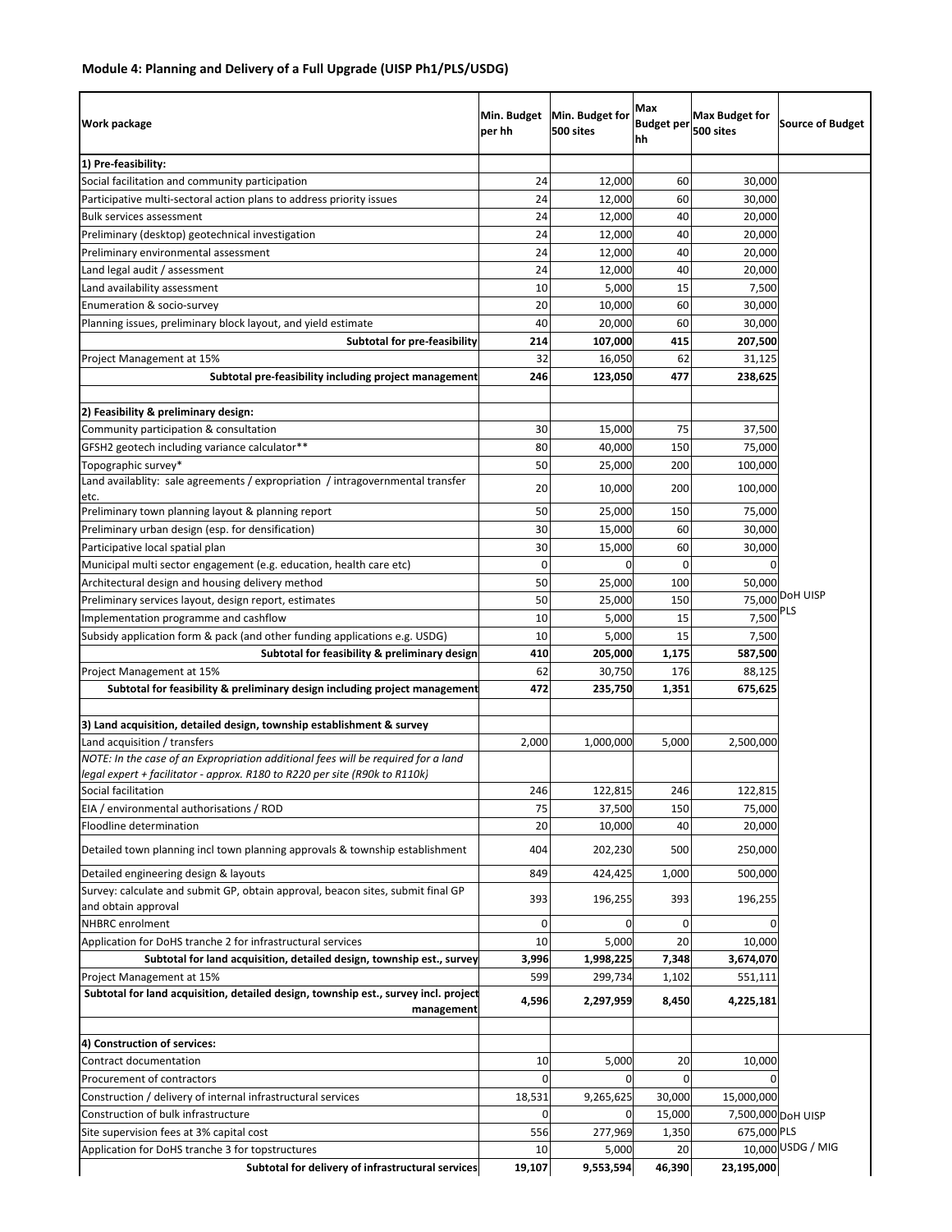### Module 4: Planning and Delivery of a Full Upgrade (UISP Ph1/PLS/USDG)

| Work package | Min. Budget per hh | Min. Budget for 500 sites | Max Budget per hh | Max Budget for 500 sites | Source of Budget |
|---|---|---|---|---|---|
| **1) Pre-feasibility:** | | | | | |
| Social facilitation and community participation | 24 | 12,000 | 60 | 30,000 | |
| Participative multi-sectoral action plans to address priority issues | 24 | 12,000 | 60 | 30,000 | |
| Bulk services assessment | 24 | 12,000 | 40 | 20,000 | |
| Preliminary (desktop) geotechnical investigation | 24 | 12,000 | 40 | 20,000 | |
| Preliminary environmental assessment | 24 | 12,000 | 40 | 20,000 | |
| Land legal audit / assessment | 24 | 12,000 | 40 | 20,000 | |
| Land availability assessment | 10 | 5,000 | 15 | 7,500 | |
| Enumeration & socio-survey | 20 | 10,000 | 60 | 30,000 | |
| Planning issues, preliminary block layout, and yield estimate | 40 | 20,000 | 60 | 30,000 | |
| **Subtotal for pre-feasibility** | **214** | **107,000** | **415** | **207,500** | |
| Project Management at 15% | 32 | 16,050 | 62 | 31,125 | |
| **Subtotal pre-feasibility including project management** | **246** | **123,050** | **477** | **238,625** | |
| | | | | | |
| **2) Feasibility & preliminary design:** | | | | | |
| Community participation & consultation | 30 | 15,000 | 75 | 37,500 | |
| GFSH2 geotech including variance calculator** | 80 | 40,000 | 150 | 75,000 | |
| Topographic survey* | 50 | 25,000 | 200 | 100,000 | |
| Land availablity: sale agreements / expropriation / intragovernmental transfer etc. | 20 | 10,000 | 200 | 100,000 | |
| Preliminary town planning layout & planning report | 50 | 25,000 | 150 | 75,000 | |
| Preliminary urban design (esp. for densification) | 30 | 15,000 | 60 | 30,000 | |
| Participative local spatial plan | 30 | 15,000 | 60 | 30,000 | |
| Municipal multi sector engagement (e.g. education, health care etc) | 0 | 0 | 0 | 0 | |
| Architectural design and housing delivery method | 50 | 25,000 | 100 | 50,000 | |
| Preliminary services layout, design report, estimates | 50 | 25,000 | 150 | 75,000 | DoH UISP PLS |
| Implementation programme and cashflow | 10 | 5,000 | 15 | 7,500 | |
| Subsidy application form & pack (and other funding applications e.g. USDG) | 10 | 5,000 | 15 | 7,500 | |
| **Subtotal for feasibility & preliminary design** | **410** | **205,000** | **1,175** | **587,500** | |
| Project Management at 15% | 62 | 30,750 | 176 | 88,125 | |
| **Subtotal for feasibility & preliminary design including project management** | **472** | **235,750** | **1,351** | **675,625** | |
| | | | | | |
| **3) Land acquisition, detailed design, township establishment & survey** | | | | | |
| Land acquisition / transfers | 2,000 | 1,000,000 | 5,000 | 2,500,000 | |
| *NOTE: In the case of an Expropriation additional fees will be required for a land legal expert + facilitator - approx. R180 to R220 per site (R90k to R110k)* | | | | | |
| Social facilitation | 246 | 122,815 | 246 | 122,815 | |
| EIA / environmental authorisations / ROD | 75 | 37,500 | 150 | 75,000 | |
| Floodline determination | 20 | 10,000 | 40 | 20,000 | |
| Detailed town planning incl town planning approvals & township establishment | 404 | 202,230 | 500 | 250,000 | |
| Detailed engineering design & layouts | 849 | 424,425 | 1,000 | 500,000 | |
| Survey: calculate and submit GP, obtain approval, beacon sites, submit final GP and obtain approval | 393 | 196,255 | 393 | 196,255 | |
| NHBRC enrolment | 0 | 0 | 0 | 0 | |
| Application for DoHS tranche 2 for infrastructural services | 10 | 5,000 | 20 | 10,000 | |
| **Subtotal for land acquisition, detailed design, township est., survey** | **3,996** | **1,998,225** | **7,348** | **3,674,070** | |
| Project Management at 15% | 599 | 299,734 | 1,102 | 551,111 | |
| **Subtotal for land acquisition, detailed design, township est., survey incl. project management** | **4,596** | **2,297,959** | **8,450** | **4,225,181** | |
| | | | | | |
| **4) Construction of services:** | | | | | |
| Contract documentation | 10 | 5,000 | 20 | 10,000 | |
| Procurement of contractors | 0 | 0 | 0 | 0 | |
| Construction / delivery of internal infrastructural services | 18,531 | 9,265,625 | 30,000 | 15,000,000 | |
| Construction of bulk infrastructure | 0 | 0 | 15,000 | 7,500,000 | DoH UISP |
| Site supervision fees at 3% capital cost | 556 | 277,969 | 1,350 | 675,000 | PLS |
| Application for DoHS tranche 3 for topstructures | 10 | 5,000 | 20 | 10,000 | USDG / MIG |
| **Subtotal for delivery of infrastructural services** | **19,107** | **9,553,594** | **46,390** | **23,195,000** | |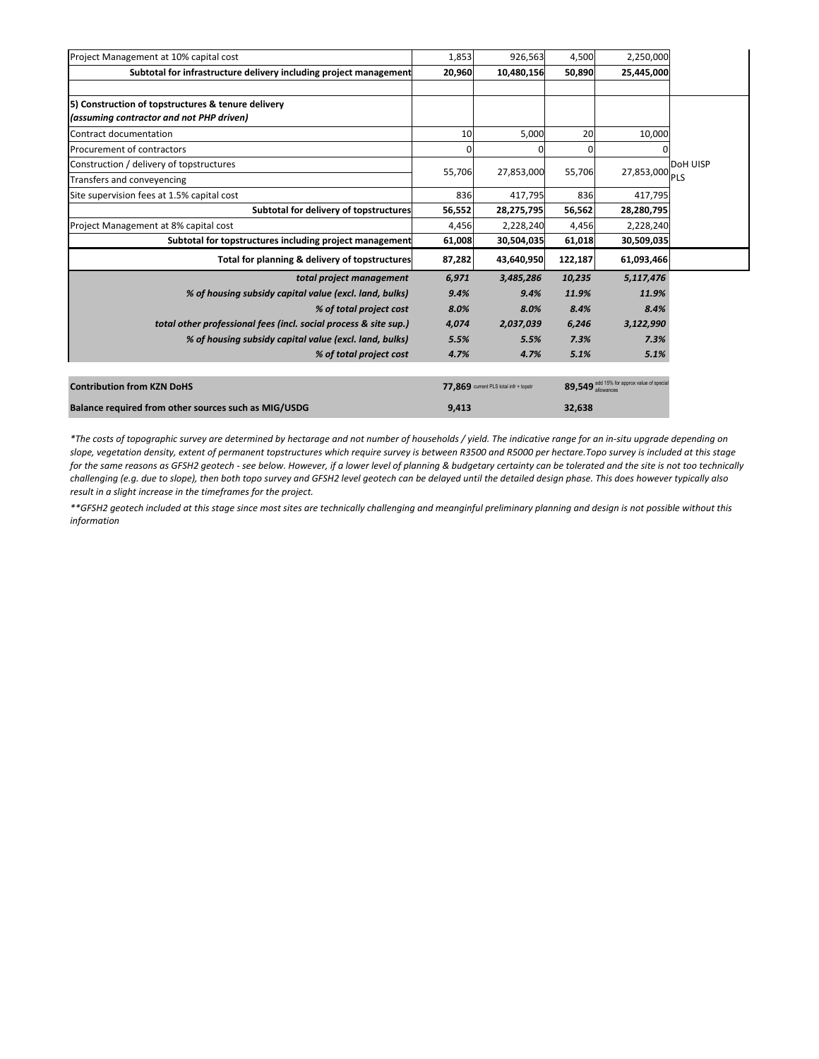| | | | | | |
|---|---|---|---|---|---|
| Project Management at 10% capital cost | 1,853 | 926,563 | 4,500 | 2,250,000 | |
| **Subtotal for infrastructure delivery including project management** | **20,960** | **10,480,156** | **50,890** | **25,445,000** | |
| | | | | | |
| **5) Construction of topstructures & tenure delivery** ***(assuming contractor and not PHP driven)*** | | | | | |
| Contract documentation | 10 | 5,000 | 20 | 10,000 | |
| Procurement of contractors | 0 | 0 | 0 | 0 | |
| Construction / delivery of topstructures<br>Transfers and conveyencing | 55,706 | 27,853,000 | 55,706 | 27,853,000 | DoH UISP PLS |
| Site supervision fees at 1.5% capital cost | 836 | 417,795 | 836 | 417,795 | |
| **Subtotal for delivery of topstructures** | **56,552** | **28,275,795** | **56,562** | **28,280,795** | |
| Project Management at 8% capital cost | 4,456 | 2,228,240 | 4,456 | 2,228,240 | |
| **Subtotal for topstructures including project management** | **61,008** | **30,504,035** | **61,018** | **30,509,035** | |
| **Total for planning & delivery of topstructures** | **87,282** | **43,640,950** | **122,187** | **61,093,466** | |
| ***total project management*** | ***6,971*** | ***3,485,286*** | ***10,235*** | ***5,117,476*** | |
| ***% of housing subsidy capital value (excl. land, bulks)*** | ***9.4%*** | ***9.4%*** | ***11.9%*** | ***11.9%*** | |
| ***% of total project cost*** | ***8.0%*** | ***8.0%*** | ***8.4%*** | ***8.4%*** | |
| ***total other professional fees (incl. social process & site sup.)*** | ***4,074*** | ***2,037,039*** | ***6,246*** | ***3,122,990*** | |
| ***% of housing subsidy capital value (excl. land, bulks)*** | ***5.5%*** | ***5.5%*** | ***7.3%*** | ***7.3%*** | |
| ***% of total project cost*** | ***4.7%*** | ***4.7%*** | ***5.1%*** | ***5.1%*** | |
| | | | | | |
| **Contribution from KZN DoHS** | **77,869** | current PLS total infr + topstr | **89,549** | add 15% for approx value of special allowances | |
| **Balance required from other sources such as MIG/USDG** | **9,413** | | **32,638** | | |

*\*The costs of topographic survey are determined by hectarage and not number of households / yield. The indicative range for an in-situ upgrade depending on slope, vegetation density, extent of permanent topstructures which require survey is between R3500 and R5000 per hectare.Topo survey is included at this stage for the same reasons as GFSH2 geotech - see below. However, if a lower level of planning & budgetary certainty can be tolerated and the site is not too technically challenging (e.g. due to slope), then both topo survey and GFSH2 level geotech can be delayed until the detailed design phase. This does however typically also result in a slight increase in the timeframes for the project.*

*\*\*GFSH2 geotech included at this stage since most sites are technically challenging and meanginful preliminary planning and design is not possible without this information*